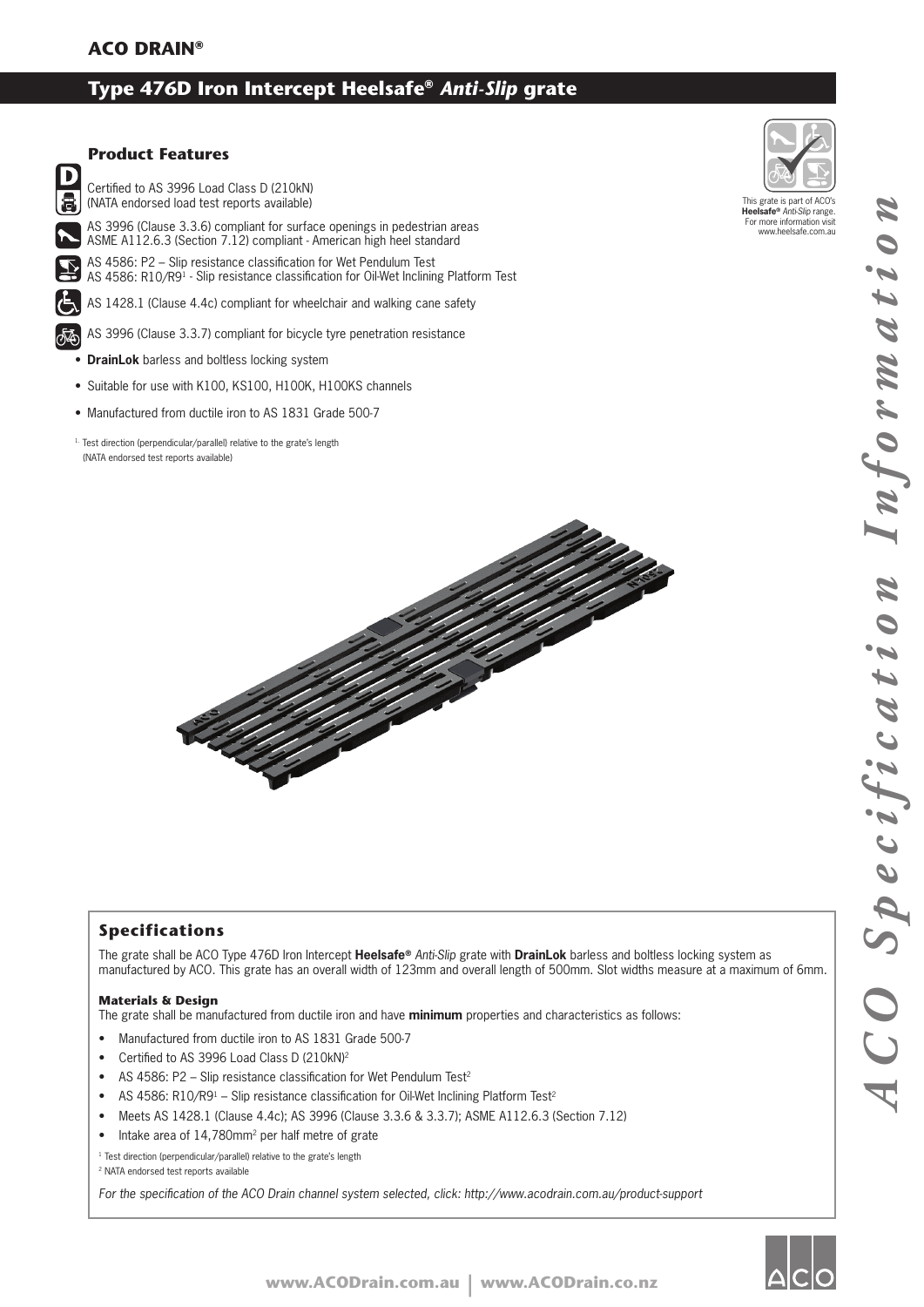**ACO DRAIN®**

# Type 476D Iron Intercept Heelsafe® *Anti-Slip* grate

This grate is part of ACO's **Heelsafe®** *Anti-Slip* range. For more information visit www.heelsafe.com.au

## Product Features

- Certified to AS 3996 Load Class D (210kN) (NATA endorsed load test reports available)
- AS 3996 (Clause 3.3.6) compliant for surface openings in pedestrian areas
  ASME A112.6.3 (Section 7.12) compliant - American high heel standard
- AS 4586: P2 – Slip resistance classification for Wet Pendulum Test
  AS 4586: R10/R9[1] - Slip resistance classification for Oil-Wet Inclining Platform Test
- AS 1428.1 (Clause 4.4c) compliant for wheelchair and walking cane safety
- AS 3996 (Clause 3.3.7) compliant for bicycle tyre penetration resistance
- **DrainLok** barless and boltless locking system
- Suitable for use with K100, KS100, H100K, H100KS channels
- Manufactured from ductile iron to AS 1831 Grade 500-7

[1.] Test direction (perpendicular/parallel) relative to the grate's length (NATA endorsed test reports available)

## Specifications

The grate shall be ACO Type 476D Iron Intercept **Heelsafe®** *Anti-Slip* grate with **DrainLok** barless and boltless locking system as manufactured by ACO. This grate has an overall width of 123mm and overall length of 500mm. Slot widths measure at a maximum of 6mm.

### Materials & Design

The grate shall be manufactured from ductile iron and have **minimum** properties and characteristics as follows:

- Manufactured from ductile iron to AS 1831 Grade 500-7
- Certified to AS 3996 Load Class D (210kN)[2]
- AS 4586: P2 – Slip resistance classification for Wet Pendulum Test[2]
- AS 4586: R10/R9[1] – Slip resistance classification for Oil-Wet Inclining Platform Test[2]
- Meets AS 1428.1 (Clause 4.4c); AS 3996 (Clause 3.3.6 & 3.3.7); ASME A112.6.3 (Section 7.12)
- Intake area of 14,780mm² per half metre of grate

[1] Test direction (perpendicular/parallel) relative to the grate's length
[2] NATA endorsed test reports available

*For the specification of the ACO Drain channel system selected, click: http://www.acodrain.com.au/product-support*

*ACO Specification Information*

www.ACODrain.com.au | www.ACODrain.co.nz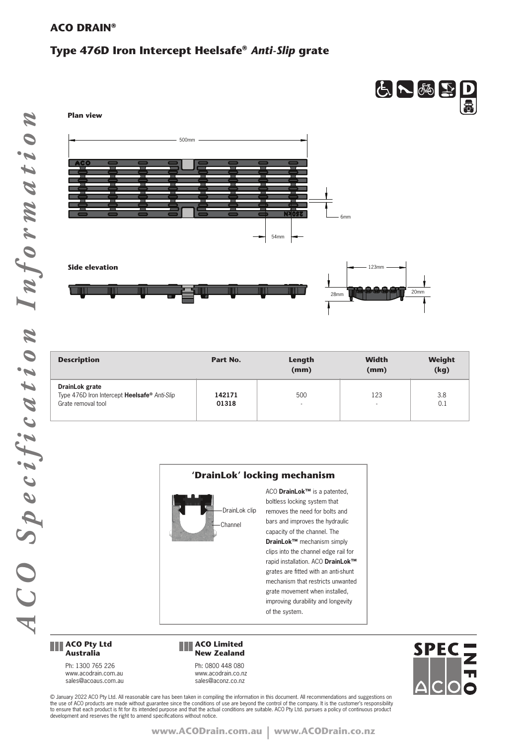**ACO DRAIN®**

## Type 476D Iron Intercept Heelsafe® *Anti-Slip* grate

*ACO Specification Information*

**Plan view**

500mm

6mm

54mm

**Side elevation**

123mm

28mm

20mm

| Description | Part No. | Length (mm) | Width (mm) | Weight (kg) |
|---|---|---|---|---|
| **DrainLok grate** | | | | |
| Type 476D Iron Intercept **Heelsafe®** *Anti-Slip* | **142171** | 500 | 123 | 3.8 |
| Grate removal tool | **01318** | - | - | 0.1 |

### 'DrainLok' locking mechanism

DrainLok clip

Channel

ACO **DrainLok™** is a patented, boltless locking system that removes the need for bolts and bars and improves the hydraulic capacity of the channel. The **DrainLok™** mechanism simply clips into the channel edge rail for rapid installation. ACO **DrainLok™** grates are fitted with an anti-shunt mechanism that restricts unwanted grate movement when installed, improving durability and longevity of the system.

**ACO Pty Ltd**
**Australia**

Ph: 1300 765 226
www.acodrain.com.au
sales@acoaus.com.au

**ACO Limited**
**New Zealand**

Ph: 0800 448 080
www.acodrain.co.nz
sales@aconz.co.nz

© January 2022 ACO Pty Ltd. All reasonable care has been taken in compiling the information in this document. All recommendations and suggestions on the use of ACO products are made without guarantee since the conditions of use are beyond the control of the company. It is the customer's responsibility to ensure that each product is fit for its intended purpose and that the actual conditions are suitable. ACO Pty Ltd. pursues a policy of continuous product development and reserves the right to amend specifications without notice.

**www.ACODrain.com.au | www.ACODrain.co.nz**